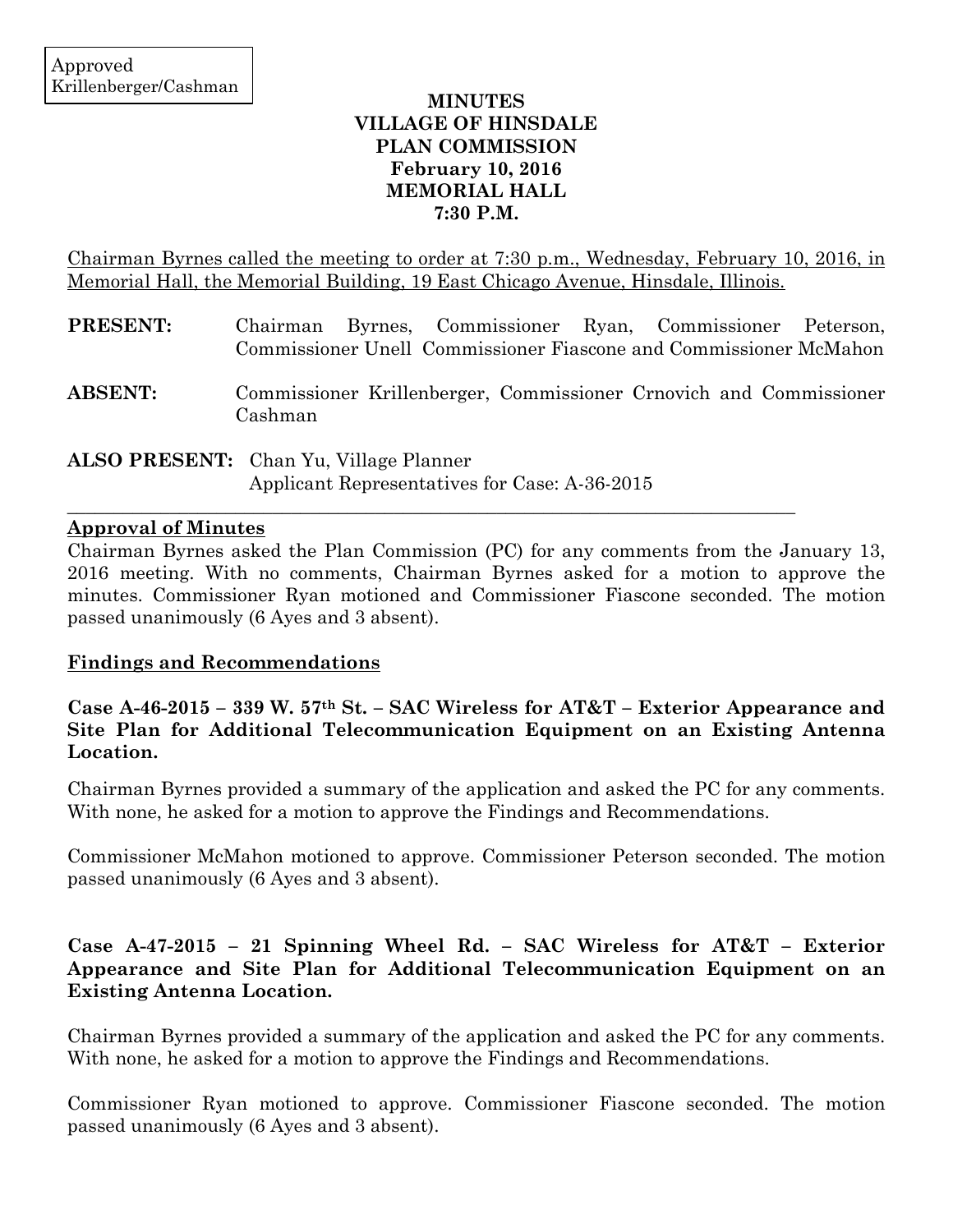Approved
Krillenberger/Cashman

# MINUTES
# VILLAGE OF HINSDALE
# PLAN COMMISSION
# February 10, 2016
# MEMORIAL HALL
# 7:30 P.M.

Chairman Byrnes called the meeting to order at 7:30 p.m., Wednesday, February 10, 2016, in Memorial Hall, the Memorial Building, 19 East Chicago Avenue, Hinsdale, Illinois.

**PRESENT:** Chairman Byrnes, Commissioner Ryan, Commissioner Peterson, Commissioner Unell Commissioner Fiascone and Commissioner McMahon

**ABSENT:** Commissioner Krillenberger, Commissioner Crnovich and Commissioner Cashman

**ALSO PRESENT:** Chan Yu, Village Planner
Applicant Representatives for Case: A-36-2015

---

**Approval of Minutes**

Chairman Byrnes asked the Plan Commission (PC) for any comments from the January 13, 2016 meeting. With no comments, Chairman Byrnes asked for a motion to approve the minutes. Commissioner Ryan motioned and Commissioner Fiascone seconded. The motion passed unanimously (6 Ayes and 3 absent).

**Findings and Recommendations**

**Case A-46-2015 – 339 W. 57th St. – SAC Wireless for AT&T – Exterior Appearance and Site Plan for Additional Telecommunication Equipment on an Existing Antenna Location.**

Chairman Byrnes provided a summary of the application and asked the PC for any comments. With none, he asked for a motion to approve the Findings and Recommendations.

Commissioner McMahon motioned to approve. Commissioner Peterson seconded. The motion passed unanimously (6 Ayes and 3 absent).

**Case A-47-2015 – 21 Spinning Wheel Rd. – SAC Wireless for AT&T – Exterior Appearance and Site Plan for Additional Telecommunication Equipment on an Existing Antenna Location.**

Chairman Byrnes provided a summary of the application and asked the PC for any comments. With none, he asked for a motion to approve the Findings and Recommendations.

Commissioner Ryan motioned to approve. Commissioner Fiascone seconded. The motion passed unanimously (6 Ayes and 3 absent).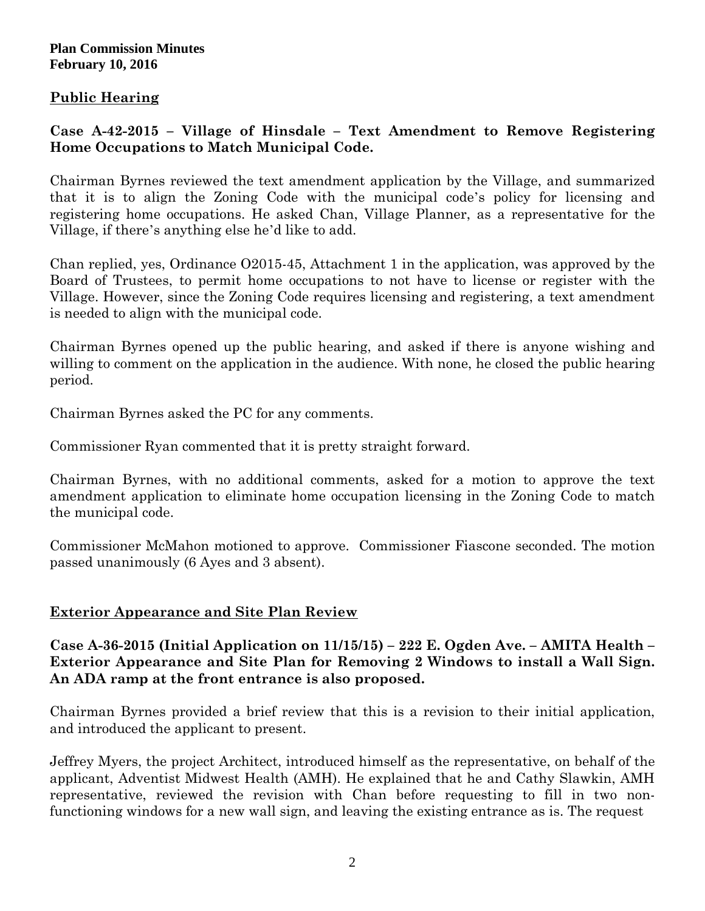**Plan Commission Minutes**
**February 10, 2016**

## Public Hearing

### Case A-42-2015 – Village of Hinsdale – Text Amendment to Remove Registering Home Occupations to Match Municipal Code.

Chairman Byrnes reviewed the text amendment application by the Village, and summarized that it is to align the Zoning Code with the municipal code's policy for licensing and registering home occupations. He asked Chan, Village Planner, as a representative for the Village, if there's anything else he'd like to add.

Chan replied, yes, Ordinance O2015-45, Attachment 1 in the application, was approved by the Board of Trustees, to permit home occupations to not have to license or register with the Village. However, since the Zoning Code requires licensing and registering, a text amendment is needed to align with the municipal code.

Chairman Byrnes opened up the public hearing, and asked if there is anyone wishing and willing to comment on the application in the audience. With none, he closed the public hearing period.

Chairman Byrnes asked the PC for any comments.

Commissioner Ryan commented that it is pretty straight forward.

Chairman Byrnes, with no additional comments, asked for a motion to approve the text amendment application to eliminate home occupation licensing in the Zoning Code to match the municipal code.

Commissioner McMahon motioned to approve. Commissioner Fiascone seconded. The motion passed unanimously (6 Ayes and 3 absent).

## Exterior Appearance and Site Plan Review

### Case A-36-2015 (Initial Application on 11/15/15) – 222 E. Ogden Ave. – AMITA Health – Exterior Appearance and Site Plan for Removing 2 Windows to install a Wall Sign. An ADA ramp at the front entrance is also proposed.

Chairman Byrnes provided a brief review that this is a revision to their initial application, and introduced the applicant to present.

Jeffrey Myers, the project Architect, introduced himself as the representative, on behalf of the applicant, Adventist Midwest Health (AMH). He explained that he and Cathy Slawkin, AMH representative, reviewed the revision with Chan before requesting to fill in two non-functioning windows for a new wall sign, and leaving the existing entrance as is. The request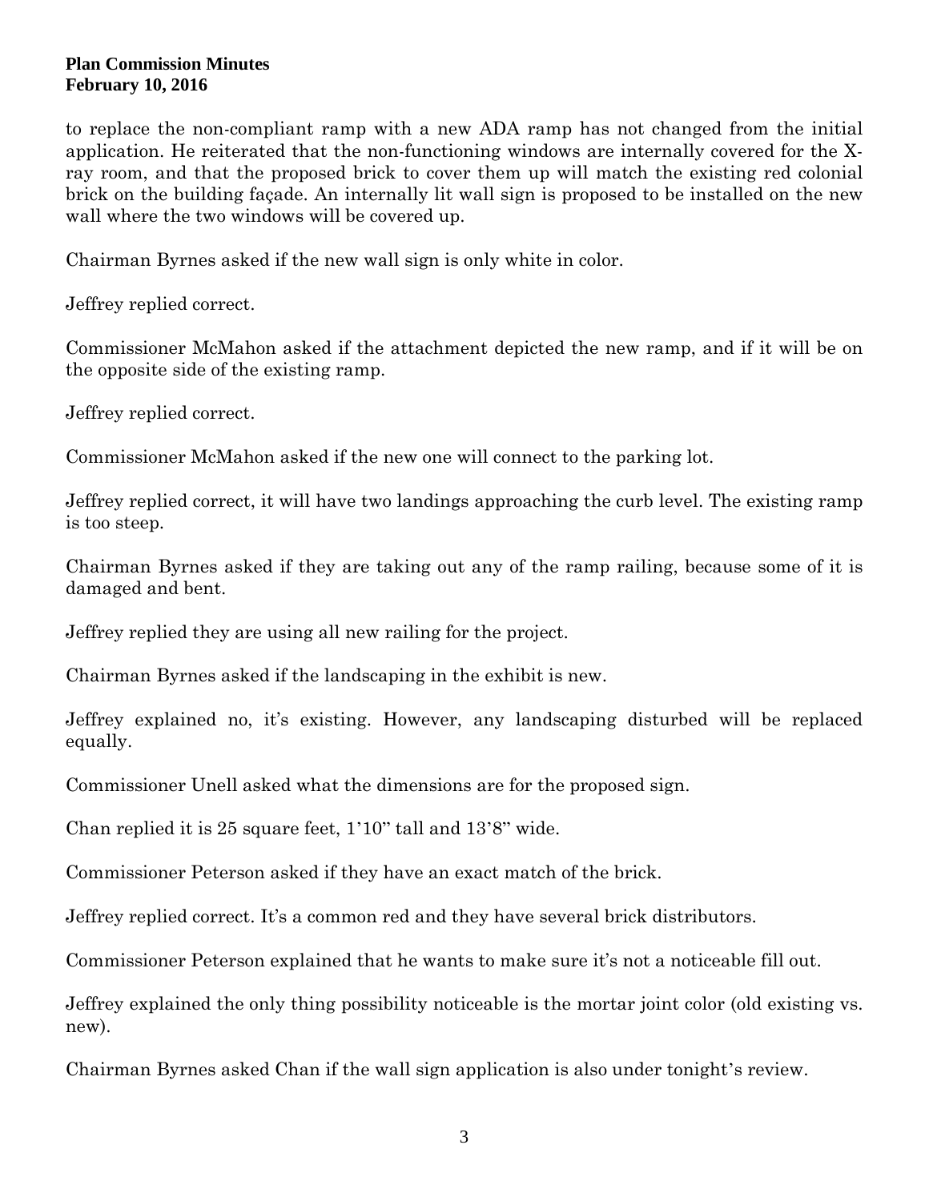to replace the non-compliant ramp with a new ADA ramp has not changed from the initial application. He reiterated that the non-functioning windows are internally covered for the X-ray room, and that the proposed brick to cover them up will match the existing red colonial brick on the building façade. An internally lit wall sign is proposed to be installed on the new wall where the two windows will be covered up.

Chairman Byrnes asked if the new wall sign is only white in color.

Jeffrey replied correct.

Commissioner McMahon asked if the attachment depicted the new ramp, and if it will be on the opposite side of the existing ramp.

Jeffrey replied correct.

Commissioner McMahon asked if the new one will connect to the parking lot.

Jeffrey replied correct, it will have two landings approaching the curb level. The existing ramp is too steep.

Chairman Byrnes asked if they are taking out any of the ramp railing, because some of it is damaged and bent.

Jeffrey replied they are using all new railing for the project.

Chairman Byrnes asked if the landscaping in the exhibit is new.

Jeffrey explained no, it's existing. However, any landscaping disturbed will be replaced equally.

Commissioner Unell asked what the dimensions are for the proposed sign.

Chan replied it is 25 square feet, 1'10" tall and 13'8" wide.

Commissioner Peterson asked if they have an exact match of the brick.

Jeffrey replied correct. It's a common red and they have several brick distributors.

Commissioner Peterson explained that he wants to make sure it's not a noticeable fill out.

Jeffrey explained the only thing possibility noticeable is the mortar joint color (old existing vs. new).

Chairman Byrnes asked Chan if the wall sign application is also under tonight's review.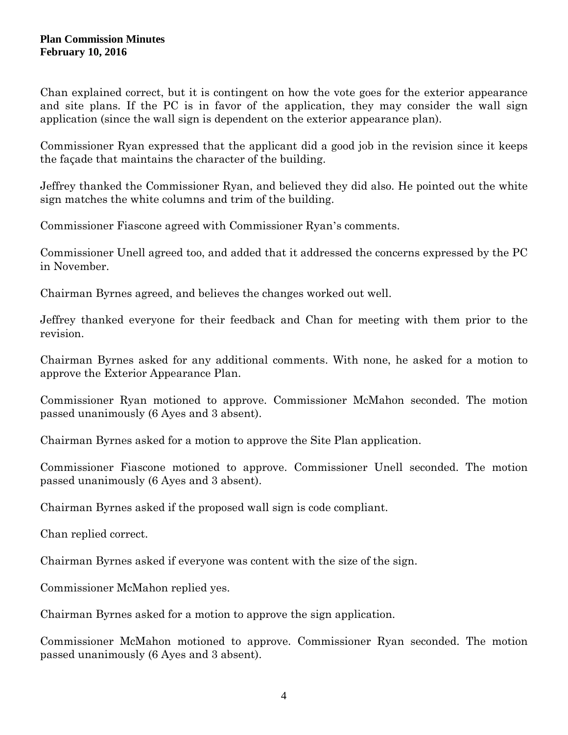Chan explained correct, but it is contingent on how the vote goes for the exterior appearance and site plans. If the PC is in favor of the application, they may consider the wall sign application (since the wall sign is dependent on the exterior appearance plan).

Commissioner Ryan expressed that the applicant did a good job in the revision since it keeps the façade that maintains the character of the building.

Jeffrey thanked the Commissioner Ryan, and believed they did also. He pointed out the white sign matches the white columns and trim of the building.

Commissioner Fiascone agreed with Commissioner Ryan's comments.

Commissioner Unell agreed too, and added that it addressed the concerns expressed by the PC in November.

Chairman Byrnes agreed, and believes the changes worked out well.

Jeffrey thanked everyone for their feedback and Chan for meeting with them prior to the revision.

Chairman Byrnes asked for any additional comments. With none, he asked for a motion to approve the Exterior Appearance Plan.

Commissioner Ryan motioned to approve. Commissioner McMahon seconded. The motion passed unanimously (6 Ayes and 3 absent).

Chairman Byrnes asked for a motion to approve the Site Plan application.

Commissioner Fiascone motioned to approve. Commissioner Unell seconded. The motion passed unanimously (6 Ayes and 3 absent).

Chairman Byrnes asked if the proposed wall sign is code compliant.

Chan replied correct.

Chairman Byrnes asked if everyone was content with the size of the sign.

Commissioner McMahon replied yes.

Chairman Byrnes asked for a motion to approve the sign application.

Commissioner McMahon motioned to approve. Commissioner Ryan seconded. The motion passed unanimously (6 Ayes and 3 absent).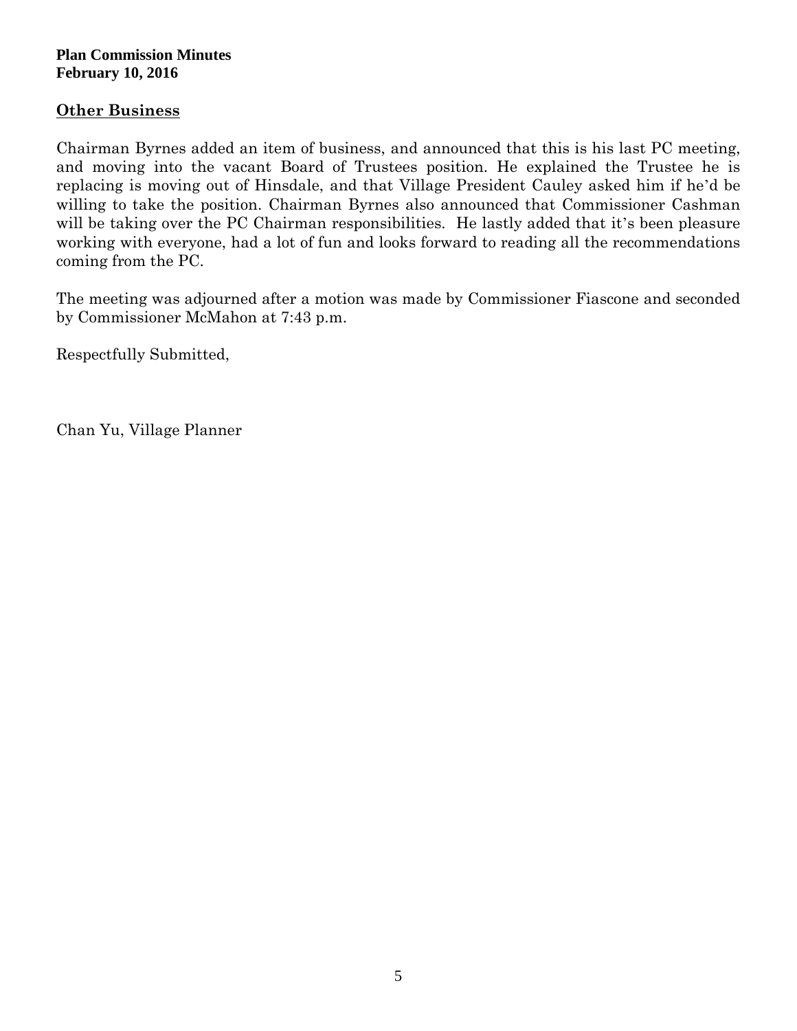## Other Business

Chairman Byrnes added an item of business, and announced that this is his last PC meeting, and moving into the vacant Board of Trustees position. He explained the Trustee he is replacing is moving out of Hinsdale, and that Village President Cauley asked him if he'd be willing to take the position. Chairman Byrnes also announced that Commissioner Cashman will be taking over the PC Chairman responsibilities. He lastly added that it's been pleasure working with everyone, had a lot of fun and looks forward to reading all the recommendations coming from the PC.

The meeting was adjourned after a motion was made by Commissioner Fiascone and seconded by Commissioner McMahon at 7:43 p.m.

Respectfully Submitted,

Chan Yu, Village Planner